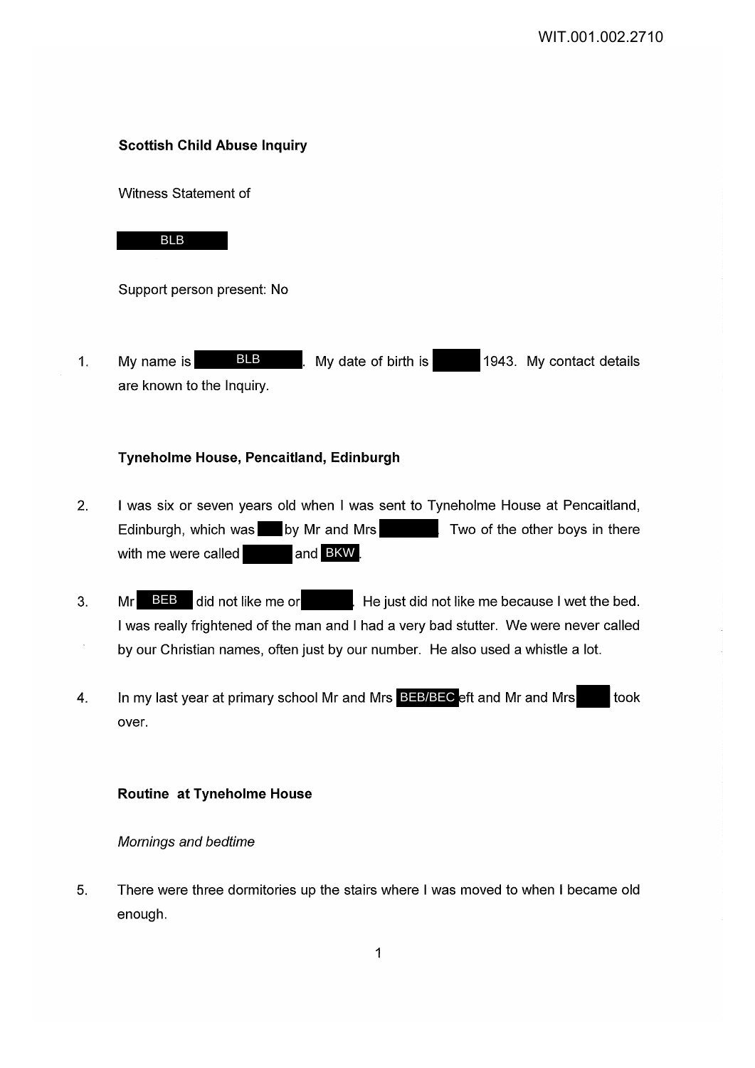**Scottish Child Abuse Inquiry**

Witness Statement of

BLB

Support person present: No

1. My name is BLB. My date of birth is 1943. My contact details are known to the Inquiry.

**Tyneholme House, Pencaitland, Edinburgh**

2. I was six or seven years old when I was sent to Tyneholme House at Pencaitland, Edinburgh, which was by Mr and Mrs . Two of the other boys in there with me were called and BKW.

3. Mr BEB did not like me or . He just did not like me because I wet the bed. I was really frightened of the man and I had a very bad stutter. We were never called by our Christian names, often just by our number. He also used a whistle a lot.

4. In my last year at primary school Mr and Mrs BEB/BEC left and Mr and Mrs took over.

**Routine at Tyneholme House**

*Mornings and bedtime*

5. There were three dormitories up the stairs where I was moved to when I became old enough.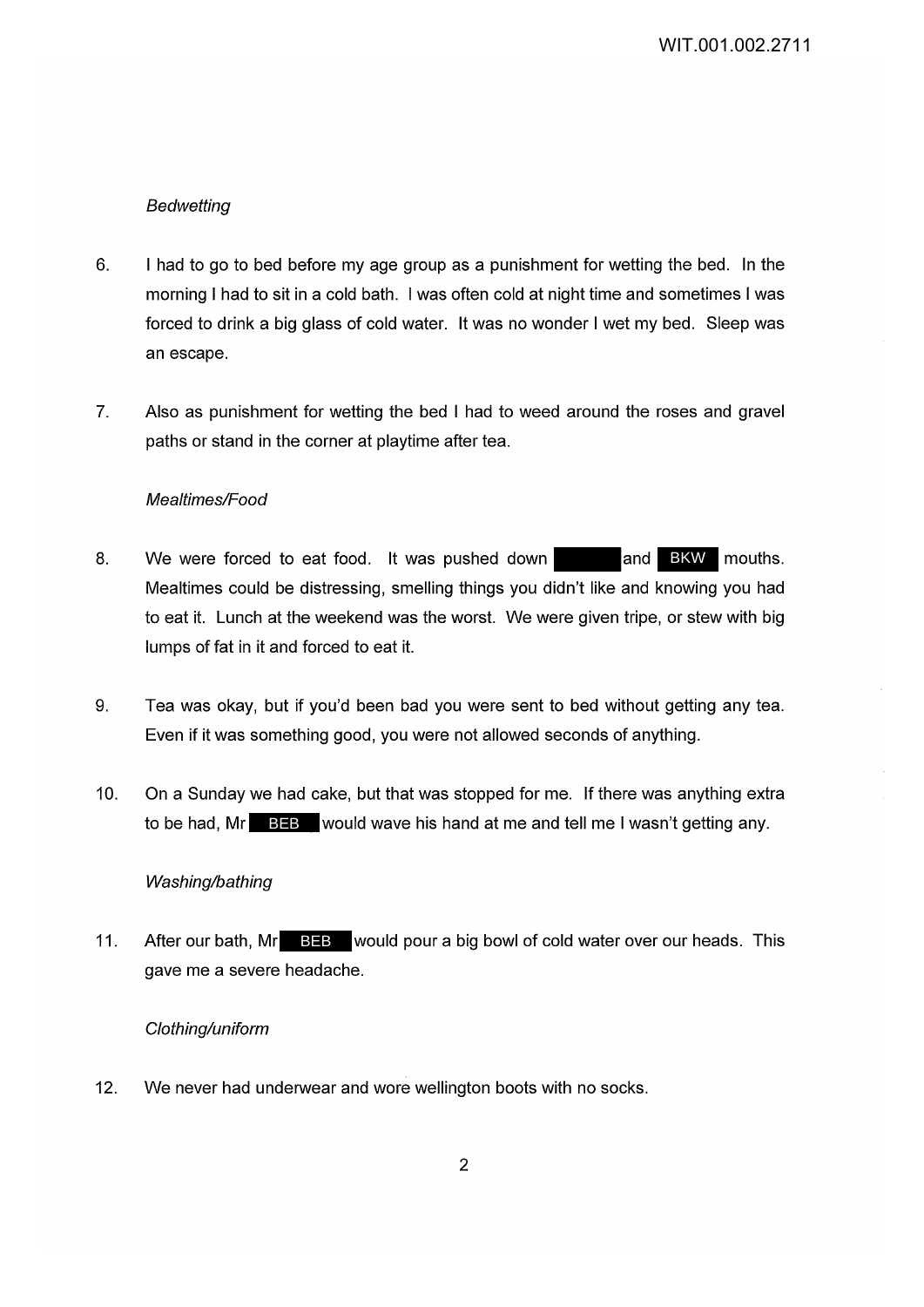*Bedwetting*

6. I had to go to bed before my age group as a punishment for wetting the bed. In the morning I had to sit in a cold bath. I was often cold at night time and sometimes I was forced to drink a big glass of cold water. It was no wonder I wet my bed. Sleep was an escape.

7. Also as punishment for wetting the bed I had to weed around the roses and gravel paths or stand in the corner at playtime after tea.

*Mealtimes/Food*

8. We were forced to eat food. It was pushed down [redacted] and BKW mouths. Mealtimes could be distressing, smelling things you didn't like and knowing you had to eat it. Lunch at the weekend was the worst. We were given tripe, or stew with big lumps of fat in it and forced to eat it.

9. Tea was okay, but if you'd been bad you were sent to bed without getting any tea. Even if it was something good, you were not allowed seconds of anything.

10. On a Sunday we had cake, but that was stopped for me. If there was anything extra to be had, Mr BEB would wave his hand at me and tell me I wasn't getting any.

*Washing/bathing*

11. After our bath, Mr BEB would pour a big bowl of cold water over our heads. This gave me a severe headache.

*Clothing/uniform*

12. We never had underwear and wore wellington boots with no socks.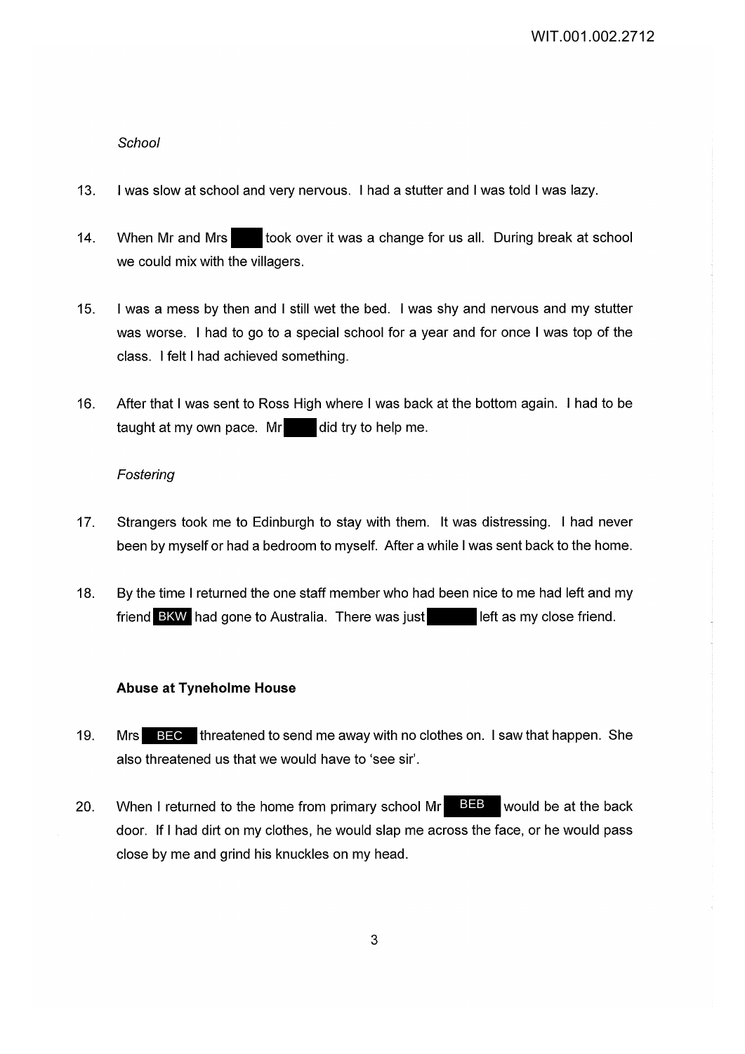*School*

13. I was slow at school and very nervous. I had a stutter and I was told I was lazy.

14. When Mr and Mrs ███ took over it was a change for us all. During break at school we could mix with the villagers.

15. I was a mess by then and I still wet the bed. I was shy and nervous and my stutter was worse. I had to go to a special school for a year and for once I was top of the class. I felt I had achieved something.

16. After that I was sent to Ross High where I was back at the bottom again. I had to be taught at my own pace. Mr ███ did try to help me.

*Fostering*

17. Strangers took me to Edinburgh to stay with them. It was distressing. I had never been by myself or had a bedroom to myself. After a while I was sent back to the home.

18. By the time I returned the one staff member who had been nice to me had left and my friend BKW had gone to Australia. There was just ███ left as my close friend.

**Abuse at Tyneholme House**

19. Mrs BEC threatened to send me away with no clothes on. I saw that happen. She also threatened us that we would have to 'see sir'.

20. When I returned to the home from primary school Mr BEB would be at the back door. If I had dirt on my clothes, he would slap me across the face, or he would pass close by me and grind his knuckles on my head.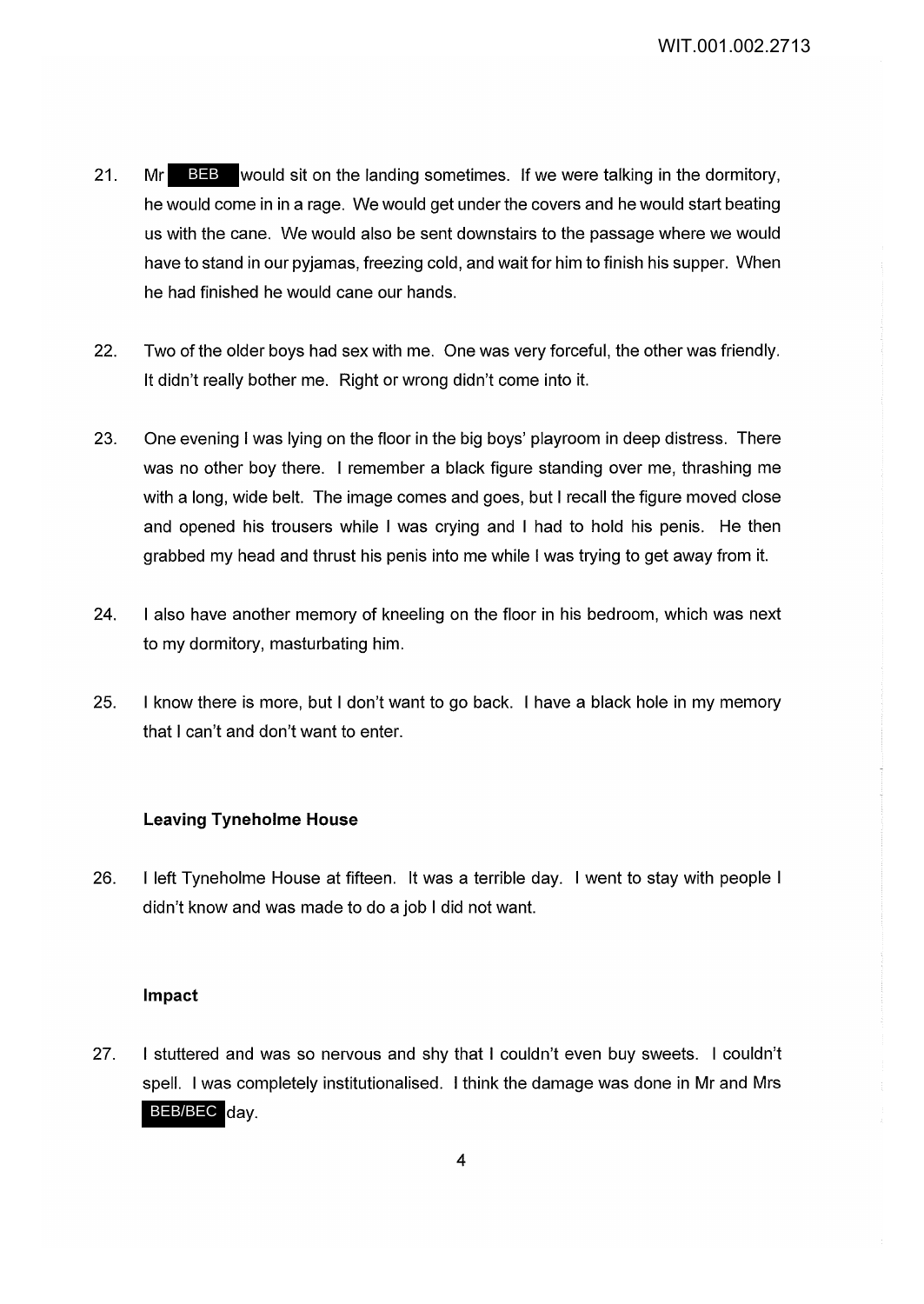21. Mr BEB would sit on the landing sometimes. If we were talking in the dormitory, he would come in in a rage. We would get under the covers and he would start beating us with the cane. We would also be sent downstairs to the passage where we would have to stand in our pyjamas, freezing cold, and wait for him to finish his supper. When he had finished he would cane our hands.

22. Two of the older boys had sex with me. One was very forceful, the other was friendly. It didn't really bother me. Right or wrong didn't come into it.

23. One evening I was lying on the floor in the big boys' playroom in deep distress. There was no other boy there. I remember a black figure standing over me, thrashing me with a long, wide belt. The image comes and goes, but I recall the figure moved close and opened his trousers while I was crying and I had to hold his penis. He then grabbed my head and thrust his penis into me while I was trying to get away from it.

24. I also have another memory of kneeling on the floor in his bedroom, which was next to my dormitory, masturbating him.

25. I know there is more, but I don't want to go back. I have a black hole in my memory that I can't and don't want to enter.

### Leaving Tyneholme House

26. I left Tyneholme House at fifteen. It was a terrible day. I went to stay with people I didn't know and was made to do a job I did not want.

### Impact

27. I stuttered and was so nervous and shy that I couldn't even buy sweets. I couldn't spell. I was completely institutionalised. I think the damage was done in Mr and Mrs BEB/BEC day.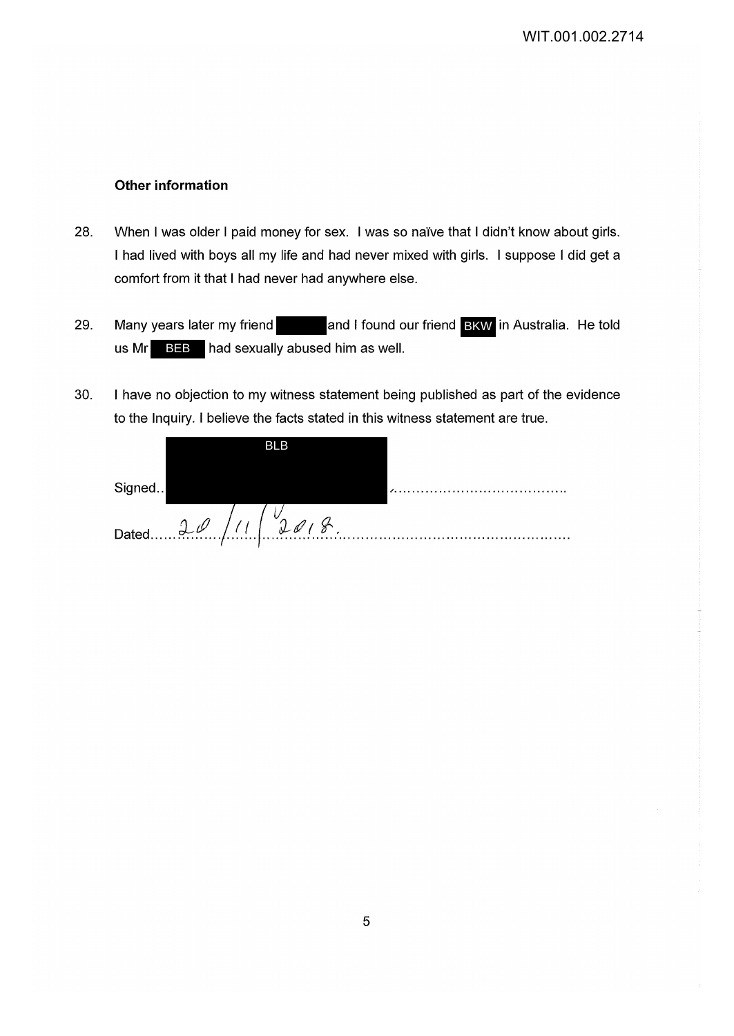### Other information

28. When I was older I paid money for sex. I was so naïve that I didn't know about girls. I had lived with boys all my life and had never mixed with girls. I suppose I did get a comfort from it that I had never had anywhere else.

29. Many years later my friend [redacted] and I found our friend BKW in Australia. He told us Mr BEB had sexually abused him as well.

30. I have no objection to my witness statement being published as part of the evidence to the Inquiry. I believe the facts stated in this witness statement are true.

Signed.. BLB ........................................

Dated.... 20/11/2018. ........................................